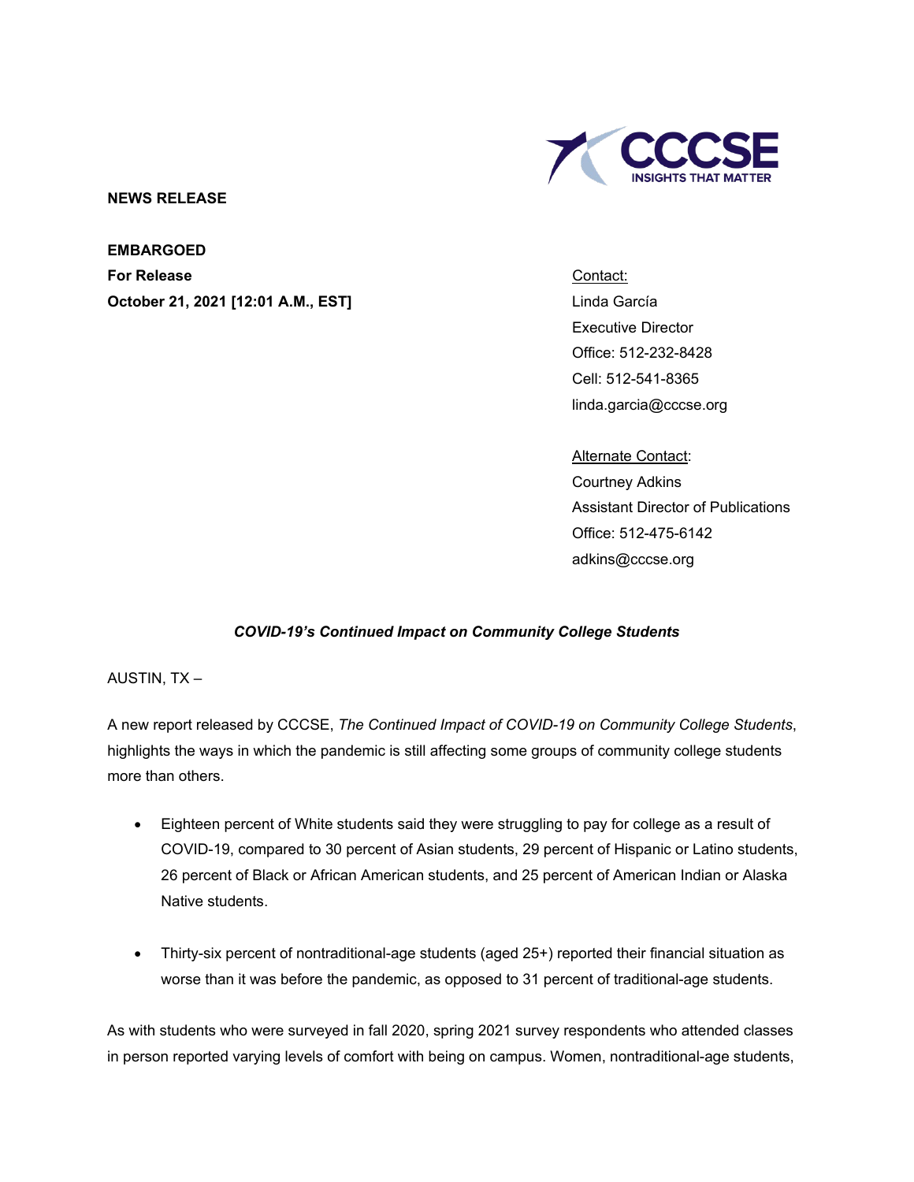CCCSE
INSIGHTS THAT MATTER

**NEWS RELEASE**

**EMBARGOED**
**For Release**
**October 21, 2021 [12:01 A.M., EST]**

Contact:
Linda García
Executive Director
Office: 512-232-8428
Cell: 512-541-8365
linda.garcia@cccse.org

Alternate Contact:
Courtney Adkins
Assistant Director of Publications
Office: 512-475-6142
adkins@cccse.org

***COVID-19's Continued Impact on Community College Students***

AUSTIN, TX –

A new report released by CCCSE, *The Continued Impact of COVID-19 on Community College Students*, highlights the ways in which the pandemic is still affecting some groups of community college students more than others.

- Eighteen percent of White students said they were struggling to pay for college as a result of COVID-19, compared to 30 percent of Asian students, 29 percent of Hispanic or Latino students, 26 percent of Black or African American students, and 25 percent of American Indian or Alaska Native students.

- Thirty-six percent of nontraditional-age students (aged 25+) reported their financial situation as worse than it was before the pandemic, as opposed to 31 percent of traditional-age students.

As with students who were surveyed in fall 2020, spring 2021 survey respondents who attended classes in person reported varying levels of comfort with being on campus. Women, nontraditional-age students,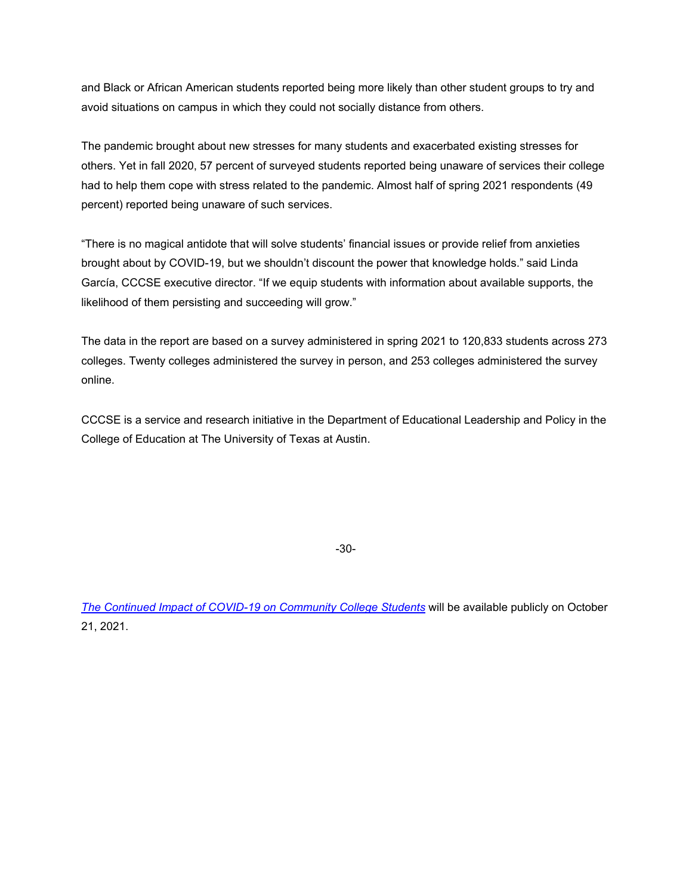and Black or African American students reported being more likely than other student groups to try and avoid situations on campus in which they could not socially distance from others.

The pandemic brought about new stresses for many students and exacerbated existing stresses for others. Yet in fall 2020, 57 percent of surveyed students reported being unaware of services their college had to help them cope with stress related to the pandemic. Almost half of spring 2021 respondents (49 percent) reported being unaware of such services.

“There is no magical antidote that will solve students’ financial issues or provide relief from anxieties brought about by COVID-19, but we shouldn’t discount the power that knowledge holds.” said Linda García, CCCSE executive director. “If we equip students with information about available supports, the likelihood of them persisting and succeeding will grow.”

The data in the report are based on a survey administered in spring 2021 to 120,833 students across 273 colleges. Twenty colleges administered the survey in person, and 253 colleges administered the survey online.

CCCSE is a service and research initiative in the Department of Educational Leadership and Policy in the College of Education at The University of Texas at Austin.

-30-

*The Continued Impact of COVID-19 on Community College Students* will be available publicly on October 21, 2021.